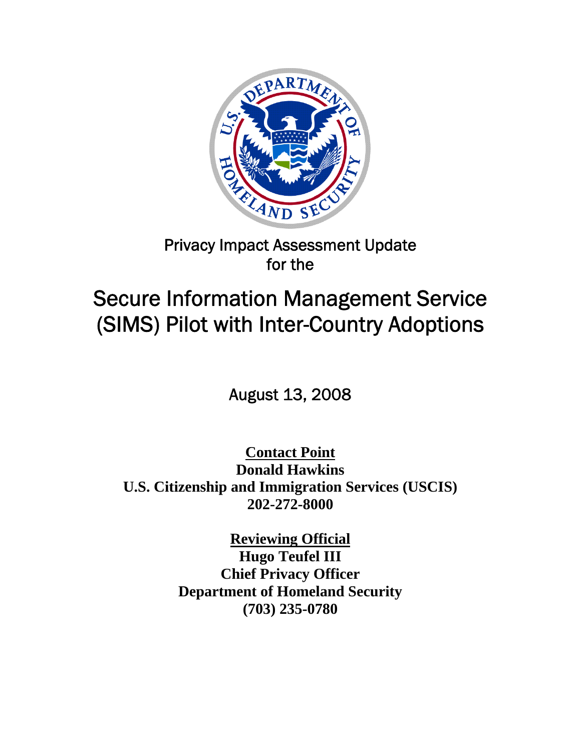Privacy Impact Assessment Update
for the

# Secure Information Management Service (SIMS) Pilot with Inter-Country Adoptions

August 13, 2008

**Contact Point**
**Donald Hawkins**
**U.S. Citizenship and Immigration Services (USCIS)**
**202-272-8000**

**Reviewing Official**
**Hugo Teufel III**
**Chief Privacy Officer**
**Department of Homeland Security**
**(703) 235-0780**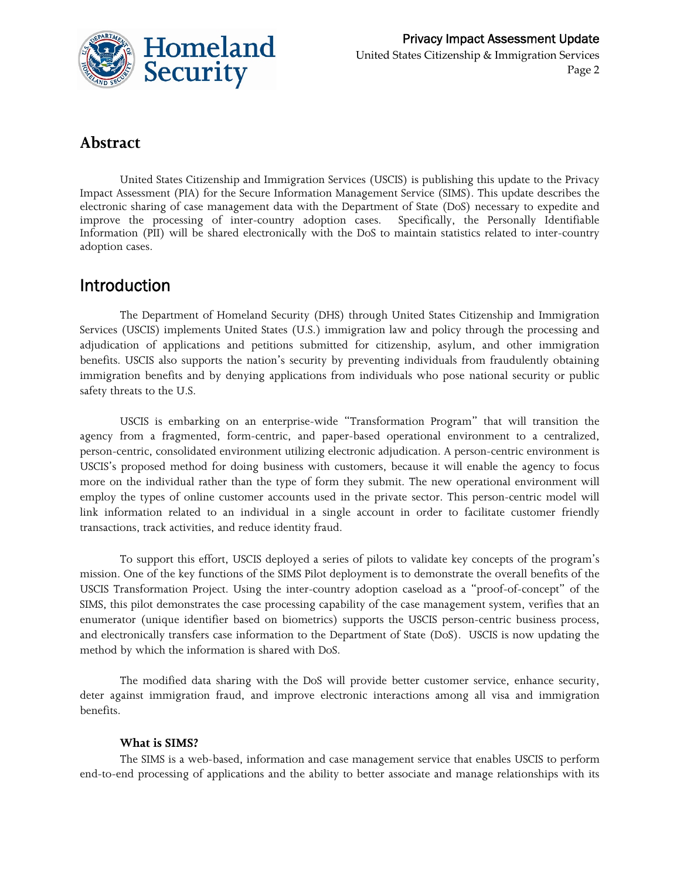## Abstract

United States Citizenship and Immigration Services (USCIS) is publishing this update to the Privacy Impact Assessment (PIA) for the Secure Information Management Service (SIMS). This update describes the electronic sharing of case management data with the Department of State (DoS) necessary to expedite and improve the processing of inter-country adoption cases. Specifically, the Personally Identifiable Information (PII) will be shared electronically with the DoS to maintain statistics related to inter-country adoption cases.

## Introduction

The Department of Homeland Security (DHS) through United States Citizenship and Immigration Services (USCIS) implements United States (U.S.) immigration law and policy through the processing and adjudication of applications and petitions submitted for citizenship, asylum, and other immigration benefits. USCIS also supports the nation's security by preventing individuals from fraudulently obtaining immigration benefits and by denying applications from individuals who pose national security or public safety threats to the U.S.

USCIS is embarking on an enterprise-wide "Transformation Program" that will transition the agency from a fragmented, form-centric, and paper-based operational environment to a centralized, person-centric, consolidated environment utilizing electronic adjudication. A person-centric environment is USCIS's proposed method for doing business with customers, because it will enable the agency to focus more on the individual rather than the type of form they submit. The new operational environment will employ the types of online customer accounts used in the private sector. This person-centric model will link information related to an individual in a single account in order to facilitate customer friendly transactions, track activities, and reduce identity fraud.

To support this effort, USCIS deployed a series of pilots to validate key concepts of the program's mission. One of the key functions of the SIMS Pilot deployment is to demonstrate the overall benefits of the USCIS Transformation Project. Using the inter-country adoption caseload as a "proof-of-concept" of the SIMS, this pilot demonstrates the case processing capability of the case management system, verifies that an enumerator (unique identifier based on biometrics) supports the USCIS person-centric business process, and electronically transfers case information to the Department of State (DoS). USCIS is now updating the method by which the information is shared with DoS.

The modified data sharing with the DoS will provide better customer service, enhance security, deter against immigration fraud, and improve electronic interactions among all visa and immigration benefits.

**What is SIMS?**

The SIMS is a web-based, information and case management service that enables USCIS to perform end-to-end processing of applications and the ability to better associate and manage relationships with its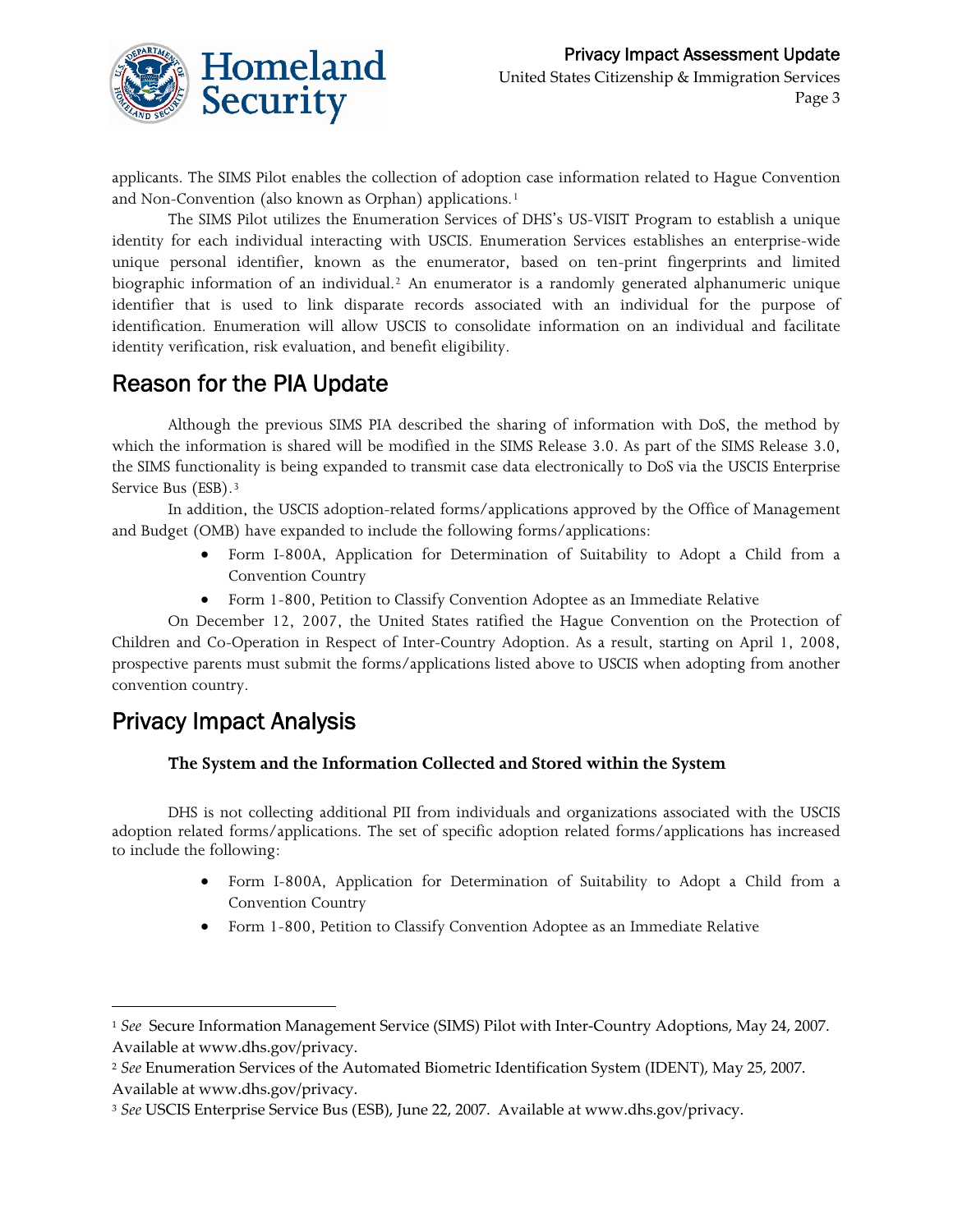applicants. The SIMS Pilot enables the collection of adoption case information related to Hague Convention and Non-Convention (also known as Orphan) applications.[1]

The SIMS Pilot utilizes the Enumeration Services of DHS's US-VISIT Program to establish a unique identity for each individual interacting with USCIS. Enumeration Services establishes an enterprise-wide unique personal identifier, known as the enumerator, based on ten-print fingerprints and limited biographic information of an individual.[2] An enumerator is a randomly generated alphanumeric unique identifier that is used to link disparate records associated with an individual for the purpose of identification. Enumeration will allow USCIS to consolidate information on an individual and facilitate identity verification, risk evaluation, and benefit eligibility.

## Reason for the PIA Update

Although the previous SIMS PIA described the sharing of information with DoS, the method by which the information is shared will be modified in the SIMS Release 3.0. As part of the SIMS Release 3.0, the SIMS functionality is being expanded to transmit case data electronically to DoS via the USCIS Enterprise Service Bus (ESB).[3]

In addition, the USCIS adoption-related forms/applications approved by the Office of Management and Budget (OMB) have expanded to include the following forms/applications:

- Form I-800A, Application for Determination of Suitability to Adopt a Child from a Convention Country
- Form 1-800, Petition to Classify Convention Adoptee as an Immediate Relative

On December 12, 2007, the United States ratified the Hague Convention on the Protection of Children and Co-Operation in Respect of Inter-Country Adoption. As a result, starting on April 1, 2008, prospective parents must submit the forms/applications listed above to USCIS when adopting from another convention country.

## Privacy Impact Analysis

### The System and the Information Collected and Stored within the System

DHS is not collecting additional PII from individuals and organizations associated with the USCIS adoption related forms/applications. The set of specific adoption related forms/applications has increased to include the following:

- Form I-800A, Application for Determination of Suitability to Adopt a Child from a Convention Country
- Form 1-800, Petition to Classify Convention Adoptee as an Immediate Relative

---

[1] *See* Secure Information Management Service (SIMS) Pilot with Inter-Country Adoptions, May 24, 2007. Available at www.dhs.gov/privacy.

[2] *See* Enumeration Services of the Automated Biometric Identification System (IDENT), May 25, 2007. Available at www.dhs.gov/privacy.

[3] *See* USCIS Enterprise Service Bus (ESB), June 22, 2007. Available at www.dhs.gov/privacy.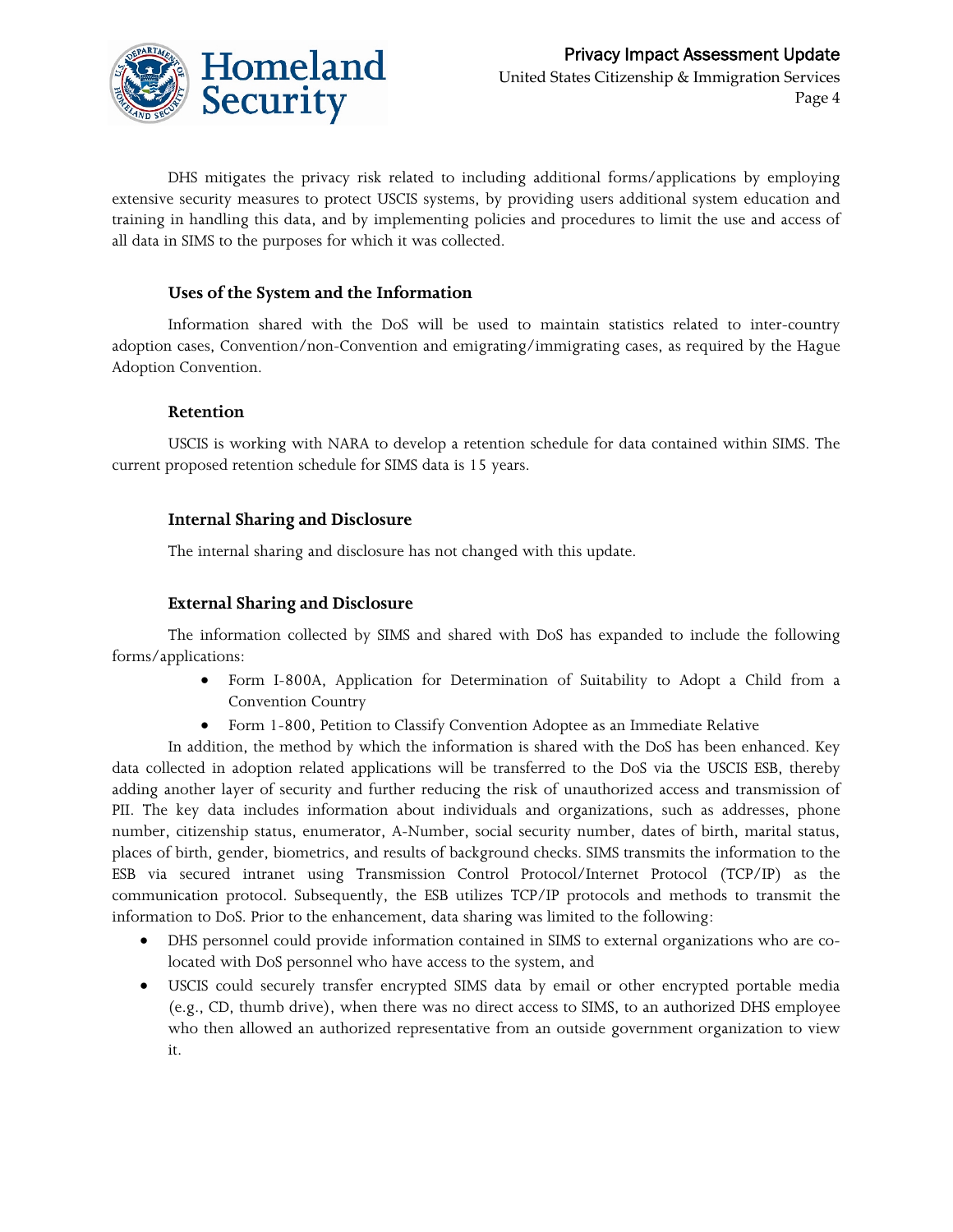DHS mitigates the privacy risk related to including additional forms/applications by employing extensive security measures to protect USCIS systems, by providing users additional system education and training in handling this data, and by implementing policies and procedures to limit the use and access of all data in SIMS to the purposes for which it was collected.

### Uses of the System and the Information

Information shared with the DoS will be used to maintain statistics related to inter-country adoption cases, Convention/non-Convention and emigrating/immigrating cases, as required by the Hague Adoption Convention.

### Retention

USCIS is working with NARA to develop a retention schedule for data contained within SIMS. The current proposed retention schedule for SIMS data is 15 years.

### Internal Sharing and Disclosure

The internal sharing and disclosure has not changed with this update.

### External Sharing and Disclosure

The information collected by SIMS and shared with DoS has expanded to include the following forms/applications:

- Form I-800A, Application for Determination of Suitability to Adopt a Child from a Convention Country
- Form 1-800, Petition to Classify Convention Adoptee as an Immediate Relative

In addition, the method by which the information is shared with the DoS has been enhanced. Key data collected in adoption related applications will be transferred to the DoS via the USCIS ESB, thereby adding another layer of security and further reducing the risk of unauthorized access and transmission of PII. The key data includes information about individuals and organizations, such as addresses, phone number, citizenship status, enumerator, A-Number, social security number, dates of birth, marital status, places of birth, gender, biometrics, and results of background checks. SIMS transmits the information to the ESB via secured intranet using Transmission Control Protocol/Internet Protocol (TCP/IP) as the communication protocol. Subsequently, the ESB utilizes TCP/IP protocols and methods to transmit the information to DoS. Prior to the enhancement, data sharing was limited to the following:

- DHS personnel could provide information contained in SIMS to external organizations who are co-located with DoS personnel who have access to the system, and
- USCIS could securely transfer encrypted SIMS data by email or other encrypted portable media (e.g., CD, thumb drive), when there was no direct access to SIMS, to an authorized DHS employee who then allowed an authorized representative from an outside government organization to view it.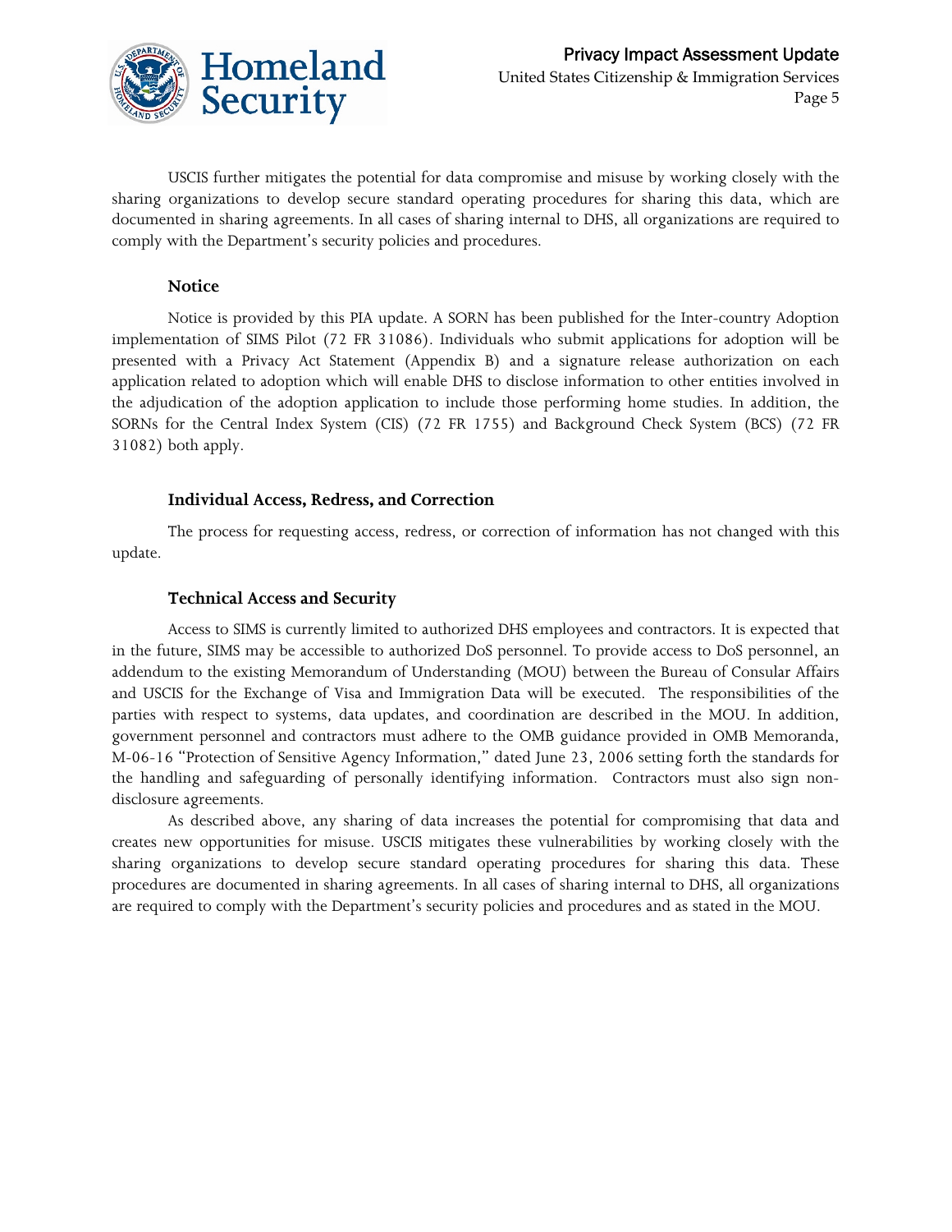USCIS further mitigates the potential for data compromise and misuse by working closely with the sharing organizations to develop secure standard operating procedures for sharing this data, which are documented in sharing agreements. In all cases of sharing internal to DHS, all organizations are required to comply with the Department's security policies and procedures.

### Notice

Notice is provided by this PIA update. A SORN has been published for the Inter-country Adoption implementation of SIMS Pilot (72 FR 31086). Individuals who submit applications for adoption will be presented with a Privacy Act Statement (Appendix B) and a signature release authorization on each application related to adoption which will enable DHS to disclose information to other entities involved in the adjudication of the adoption application to include those performing home studies. In addition, the SORNs for the Central Index System (CIS) (72 FR 1755) and Background Check System (BCS) (72 FR 31082) both apply.

### Individual Access, Redress, and Correction

The process for requesting access, redress, or correction of information has not changed with this update.

### Technical Access and Security

Access to SIMS is currently limited to authorized DHS employees and contractors. It is expected that in the future, SIMS may be accessible to authorized DoS personnel. To provide access to DoS personnel, an addendum to the existing Memorandum of Understanding (MOU) between the Bureau of Consular Affairs and USCIS for the Exchange of Visa and Immigration Data will be executed. The responsibilities of the parties with respect to systems, data updates, and coordination are described in the MOU. In addition, government personnel and contractors must adhere to the OMB guidance provided in OMB Memoranda, M-06-16 "Protection of Sensitive Agency Information," dated June 23, 2006 setting forth the standards for the handling and safeguarding of personally identifying information. Contractors must also sign non-disclosure agreements.

As described above, any sharing of data increases the potential for compromising that data and creates new opportunities for misuse. USCIS mitigates these vulnerabilities by working closely with the sharing organizations to develop secure standard operating procedures for sharing this data. These procedures are documented in sharing agreements. In all cases of sharing internal to DHS, all organizations are required to comply with the Department's security policies and procedures and as stated in the MOU.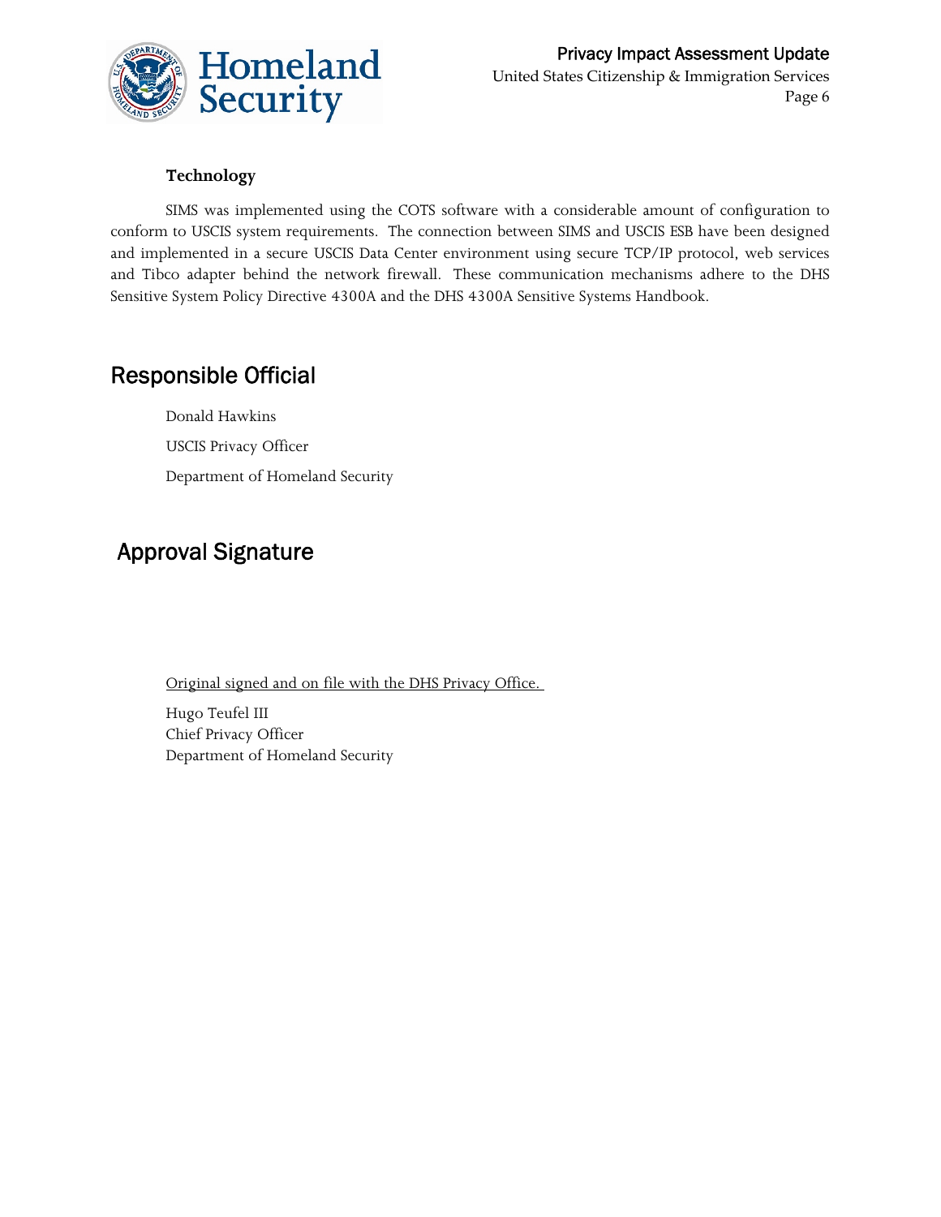### Technology

SIMS was implemented using the COTS software with a considerable amount of configuration to conform to USCIS system requirements. The connection between SIMS and USCIS ESB have been designed and implemented in a secure USCIS Data Center environment using secure TCP/IP protocol, web services and Tibco adapter behind the network firewall. These communication mechanisms adhere to the DHS Sensitive System Policy Directive 4300A and the DHS 4300A Sensitive Systems Handbook.

## Responsible Official

Donald Hawkins

USCIS Privacy Officer

Department of Homeland Security

## Approval Signature

Original signed and on file with the DHS Privacy Office.

Hugo Teufel III
Chief Privacy Officer
Department of Homeland Security